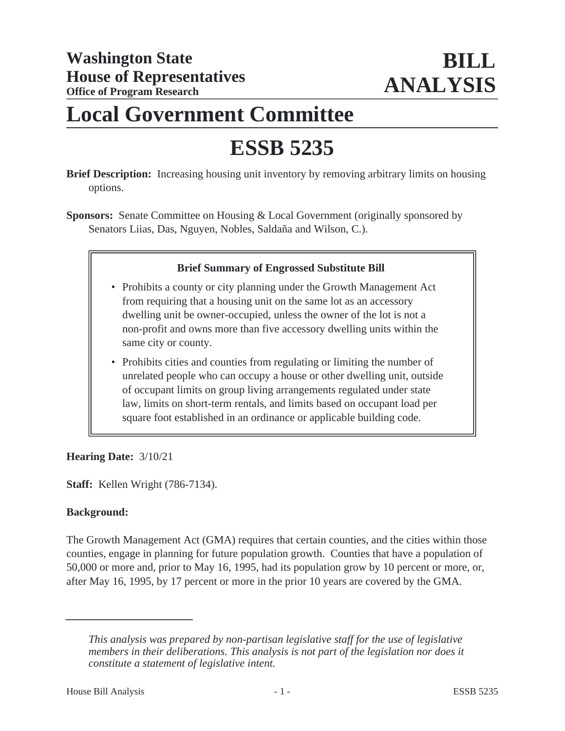**Washington State**
**House of Representatives**
**Office of Program Research**

# BILL ANALYSIS

# Local Government Committee

# ESSB 5235

**Brief Description:** Increasing housing unit inventory by removing arbitrary limits on housing options.

**Sponsors:** Senate Committee on Housing & Local Government (originally sponsored by Senators Liias, Das, Nguyen, Nobles, Saldaña and Wilson, C.).

**Brief Summary of Engrossed Substitute Bill**

- Prohibits a county or city planning under the Growth Management Act from requiring that a housing unit on the same lot as an accessory dwelling unit be owner-occupied, unless the owner of the lot is not a non-profit and owns more than five accessory dwelling units within the same city or county.
- Prohibits cities and counties from regulating or limiting the number of unrelated people who can occupy a house or other dwelling unit, outside of occupant limits on group living arrangements regulated under state law, limits on short-term rentals, and limits based on occupant load per square foot established in an ordinance or applicable building code.

**Hearing Date:** 3/10/21

**Staff:** Kellen Wright (786-7134).

**Background:**

The Growth Management Act (GMA) requires that certain counties, and the cities within those counties, engage in planning for future population growth. Counties that have a population of 50,000 or more and, prior to May 16, 1995, had its population grow by 10 percent or more, or, after May 16, 1995, by 17 percent or more in the prior 10 years are covered by the GMA.

---

*This analysis was prepared by non-partisan legislative staff for the use of legislative members in their deliberations. This analysis is not part of the legislation nor does it constitute a statement of legislative intent.*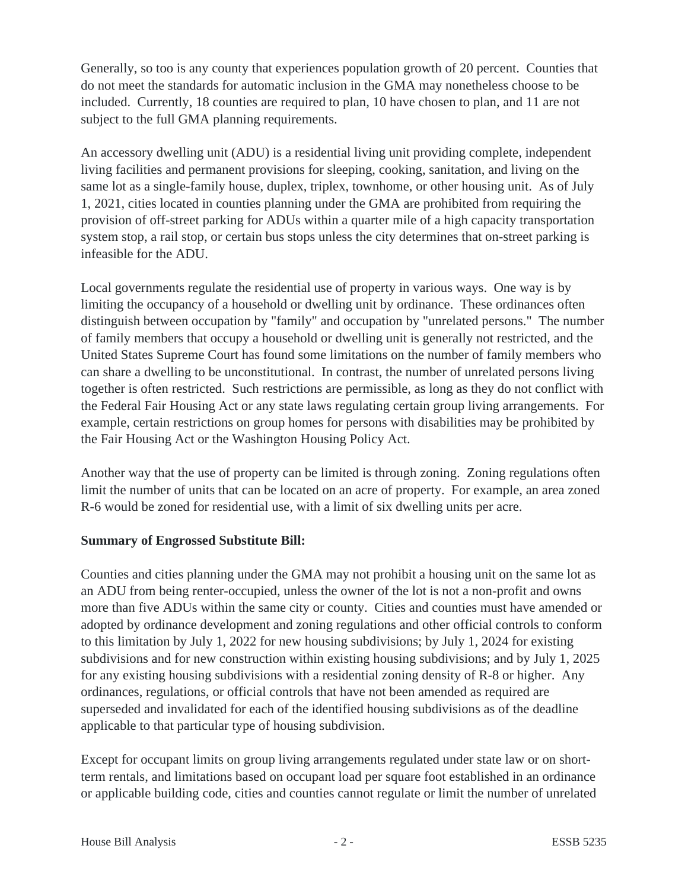Generally, so too is any county that experiences population growth of 20 percent. Counties that do not meet the standards for automatic inclusion in the GMA may nonetheless choose to be included. Currently, 18 counties are required to plan, 10 have chosen to plan, and 11 are not subject to the full GMA planning requirements.

An accessory dwelling unit (ADU) is a residential living unit providing complete, independent living facilities and permanent provisions for sleeping, cooking, sanitation, and living on the same lot as a single-family house, duplex, triplex, townhome, or other housing unit. As of July 1, 2021, cities located in counties planning under the GMA are prohibited from requiring the provision of off-street parking for ADUs within a quarter mile of a high capacity transportation system stop, a rail stop, or certain bus stops unless the city determines that on-street parking is infeasible for the ADU.

Local governments regulate the residential use of property in various ways. One way is by limiting the occupancy of a household or dwelling unit by ordinance. These ordinances often distinguish between occupation by "family" and occupation by "unrelated persons." The number of family members that occupy a household or dwelling unit is generally not restricted, and the United States Supreme Court has found some limitations on the number of family members who can share a dwelling to be unconstitutional. In contrast, the number of unrelated persons living together is often restricted. Such restrictions are permissible, as long as they do not conflict with the Federal Fair Housing Act or any state laws regulating certain group living arrangements. For example, certain restrictions on group homes for persons with disabilities may be prohibited by the Fair Housing Act or the Washington Housing Policy Act.

Another way that the use of property can be limited is through zoning. Zoning regulations often limit the number of units that can be located on an acre of property. For example, an area zoned R-6 would be zoned for residential use, with a limit of six dwelling units per acre.

**Summary of Engrossed Substitute Bill:**

Counties and cities planning under the GMA may not prohibit a housing unit on the same lot as an ADU from being renter-occupied, unless the owner of the lot is not a non-profit and owns more than five ADUs within the same city or county. Cities and counties must have amended or adopted by ordinance development and zoning regulations and other official controls to conform to this limitation by July 1, 2022 for new housing subdivisions; by July 1, 2024 for existing subdivisions and for new construction within existing housing subdivisions; and by July 1, 2025 for any existing housing subdivisions with a residential zoning density of R-8 or higher. Any ordinances, regulations, or official controls that have not been amended as required are superseded and invalidated for each of the identified housing subdivisions as of the deadline applicable to that particular type of housing subdivision.

Except for occupant limits on group living arrangements regulated under state law or on short-term rentals, and limitations based on occupant load per square foot established in an ordinance or applicable building code, cities and counties cannot regulate or limit the number of unrelated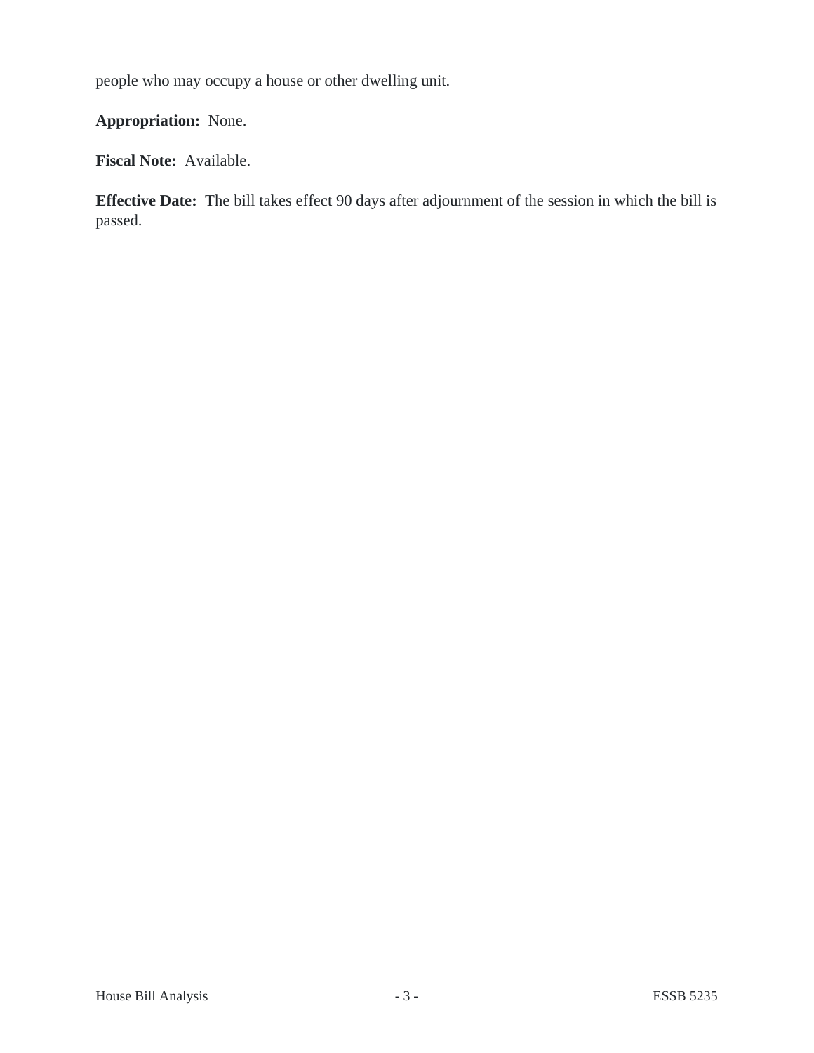people who may occupy a house or other dwelling unit.

**Appropriation:** None.

**Fiscal Note:** Available.

**Effective Date:** The bill takes effect 90 days after adjournment of the session in which the bill is passed.